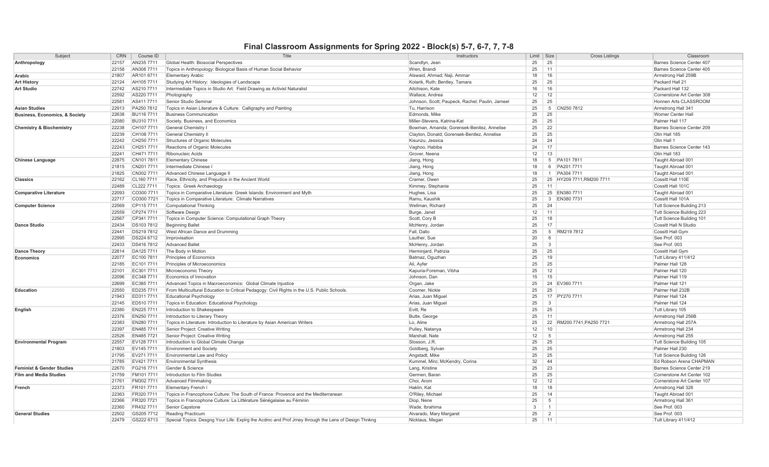# Final Classroom Assignments for Spring 2022 - Block(s) 5-7, 6-7, 7, 7-8

| Subject | CRN | Course ID | Title | Instructors | Limit | Size | Cross Listings | Classroom |
|---|---|---|---|---|---|---|---|---|
| **Anthropology** | 22157 | AN235 7711 | Global Health: Biosocial Perspectives | Scandlyn, Jean | 25 | 25 | | Barnes Science Center 407 |
| | 22158 | AN308 7711 | Topics in Anthropology: Biological Basis of Human Social Behavior | Wren, Brandi | 25 | 11 | | Barnes Science Center 405 |
| **Arabic** | 21807 | AR101 6711 | Elementary Arabic | Alswaid, Ahmad; Naji, Ammar | 18 | 16 | | Armstrong Hall 259B |
| **Art History** | 22124 | AH105 7711 | Studying Art History: Ideologies of Landscape | Kolarik, Ruth; Bentley, Tamara | 25 | 25 | | Packard Hall 21 |
| **Art Studio** | 22742 | AS210 7711 | Intermediate Topics in Studio Art: Field Drawing as Activist Naturalist | Aitchison, Kate | 16 | 16 | | Packard Hall 132 |
| | 22592 | AS220 7711 | Photography | Wallace, Andrea | 12 | 12 | | Cornerstone Art Center 308 |
| | 22581 | AS411 7711 | Senior Studio Seminar | Johnson, Scott; Paupeck, Rachel; Paulin, Jameel | 25 | 25 | | Honnen Arts CLASSROOM |
| **Asian Studies** | 22913 | PA250 7812 | Topics in Asian Literature & Culture: Calligraphy and Painting | Tu, Harrison | 25 | 5 | CN250 7812 | Armstrong Hall 341 |
| **Business, Economics, & Society** | 22638 | BU116 7711 | Business Communication | Edmonds, Mike | 25 | 25 | | Worner Center Hall |
| | 22080 | BU310 7711 | Society, Business, and Economics | Miller-Stevens, Katrina-Kat | 25 | 25 | | Palmer Hall 117 |
| **Chemistry & Biochemistry** | 22238 | CH107 7711 | General Chemistry I | Bowman, Amanda; Gorensek-Benitez, Annelise | 25 | 22 | | Barnes Science Center 209 |
| | 22239 | CH108 7711 | General Chemistry II | Clayton, Donald; Gorensek-Benitez, Annelise | 25 | 25 | | Olin Hall 185 |
| | 22242 | CH250 7711 | Structures of Organic Molecules | Kisunzu, Jessica | 24 | 24 | | Olin Hall 1 |
| | 22243 | CH251 7711 | Reactions of Organic Molecules | Vaghoo, Habiba | 24 | 17 | | Barnes Science Center 143 |
| | 22241 | CH471 7711 | Ribonucleic Acids | Grover, Neena | 12 | 13 | | Olin Hall 183 |
| **Chinese Language** | 22875 | CN101 7811 | Elementary Chinese | Jiang, Hong | 18 | 5 | PA101 7811 | Taught Abroad 001 |
| | 21815 | CN201 7711 | Intermediate Chinese I | Jiang, Hong | 18 | 6 | PA201 7711 | Taught Abroad 001 |
| | 21825 | CN302 7711 | Advanced Chinese Language II | Jiang, Hong | 18 | 1 | PA304 7711 | Taught Abroad 001 |
| **Classics** | 22162 | CL160 7711 | Race, Ethnicity, and Prejudice in the Ancient World | Cramer, Owen | 25 | 25 | HY209 7711,RM200 7711 | Cossitt Hall 110E |
| | 22489 | CL222 7711 | Topics: Greek Archaeology | Kimmey, Stephanie | 25 | 11 | | Cossitt Hall 101C |
| **Comparative Literature** | 22093 | CO300 7711 | Topics in Comparative Literature: Greek Islands: Environment and Myth | Hughes, Lisa | 25 | 25 | EN380 7711 | Taught Abroad 001 |
| | 22717 | CO300 7721 | Topics in Comparative Literature: Climate Narratives | Ramu, Kaushik | 25 | 3 | EN380 7731 | Cossitt Hall 101A |
| **Computer Science** | 22569 | CP115 7711 | Computational Thinking | Wellman, Richard | 25 | 24 | | Tutt Science Building 213 |
| | 22559 | CP274 7711 | Software Design | Burge, Janet | 12 | 11 | | Tutt Science Building 223 |
| | 22567 | CP341 7711 | Topics in Computer Science: Computational Graph Theory | Scott, Cory B | 25 | 18 | | Tutt Science Building 101 |
| **Dance Studio** | 22434 | DS103 7812 | Beginning Ballet | McHenry, Jordan | 25 | 17 | | Cossitt Hall N Studio |
| | 22441 | DS219 7812 | West African Dance and Drumming | Fall, Dallo | 25 | 5 | RM219 7812 | Cossitt Hall Gym |
| | 22995 | DS224 6712 | Improvisation | Lauther, Sue | 20 | 6 | | See Prof. 003 |
| | 22433 | DS416 7812 | Advanced Ballet | McHenry, Jordan | 25 | 3 | | See Prof. 003 |
| **Dance Theory** | 22814 | DA125 7711 | The Body in Motion | Herminjard, Patrizia | 25 | 25 | | Cossitt Hall Gym |
| **Economics** | 22077 | EC100 7811 | Principles of Economics | Batmaz, Oguzhan | 25 | 19 | | Tutt Library 411/412 |
| | 22185 | EC101 7711 | Principles of Microeconomics | Ali, Ayfer | 25 | 25 | | Palmer Hall 128 |
| | 22101 | EC301 7711 | Microeconomic Theory | Kapuria-Foreman, Vibha | 25 | 12 | | Palmer Hall 120 |
| | 22096 | EC348 7711 | Economics of Innovation | Johnson, Dan | 15 | 15 | | Palmer Hall 119 |
| | 22699 | EC385 7711 | Advanced Topics in Macroeconomics: Global Climate Injustice | Organ, Jake | 25 | 24 | EV360 7711 | Palmer Hall 121 |
| **Education** | 22550 | ED235 7711 | From Multicultural Education to Critical Pedagogy: Civil Rights in the U.S. Public Schools. | Coomer, Nickie | 25 | 25 | | Palmer Hall 232B |
| | 21943 | ED311 7711 | Educational Psychology | Arias, Juan Miguel | 25 | 17 | PY270 7711 | Palmer Hall 124 |
| | 22145 | ED510 7711 | Topics in Education: Educational Psychology | Arias, Juan Miguel | 25 | 3 | | Palmer Hall 124 |
| **English** | 22380 | EN225 7711 | Introduction to Shakespeare | Evitt, Re | 25 | 25 | | Tutt Library 105 |
| | 22376 | EN250 7711 | Introduction to Literary Theory | Butte, George | 25 | 11 | | Armstrong Hall 256B |
| | 22383 | EN280 7711 | Topics in Literature: Introduction to Literature by Asian American Writers | Lo, Aline | 25 | 22 | RM200 7741,PA250 7721 | Armstrong Hall 257A |
| | 22397 | EN485 7711 | Senior Project: Creative Writing | Pulley, Natanya | 12 | 10 | | Armstrong Hall 234 |
| | 22526 | EN485 7721 | Senior Project: Creative Writing | Marshall, Nate | 12 | 5 | | Armstrong Hall 255 |
| **Environmental Program** | 22557 | EV128 7711 | Introduction to Global Climate Change | Slosson, J.R. | 25 | 25 | | Tutt Science Building 105 |
| | 21803 | EV145 7711 | Environment and Society | Goldberg, Sylvan | 25 | 25 | | Palmer Hall 230 |
| | 21795 | EV271 7711 | Environmental Law and Policy | Angstadt, Mike | 25 | 25 | | Tutt Science Building 126 |
| | 21785 | EV421 7711 | Environmental Synthesis | Kummel, Miro; McKendry, Corina | 32 | 44 | | Ed Robson Arena CHAPMAN |
| **Feminist & Gender Studies** | 22670 | FG216 7711 | Gender & Science | Lang, Kristine | 25 | 23 | | Barnes Science Center 219 |
| **Film and Media Studies** | 21759 | FM101 7711 | Introduction to Film Studies | Germen, Baran | 25 | 25 | | Cornerstone Art Center 102 |
| | 21761 | FM302 7711 | Advanced Filmmaking | Choi, Arom | 12 | 12 | | Cornerstone Art Center 107 |
| **French** | 22373 | FR101 7711 | Elementary French I | Haklin, Kat | 18 | 18 | | Armstrong Hall 326 |
| | 22363 | FR320 7711 | Topics in Francophone Culture: The South of France: Provence and the Mediterranean | O'Riley, Michael | 25 | 14 | | Taught Abroad 001 |
| | 22366 | FR320 7721 | Topics in Francophone Culture: La Littérature Sénégalaise au Féminin | Diop, Nene | 25 | 5 | | Armstrong Hall 361 |
| | 22360 | FR432 7711 | Senior Capstone | Wade, Ibrahima | 3 | 1 | | See Prof. 003 |
| **General Studies** | 22502 | GS205 7712 | Reading Practicum | Alvarado, Mary Margaret | 25 | 2 | | See Prof. 003 |
| | 22479 | GS222 6713 | Special Topics: Desgng Your Life: Explrg the Acdmc and Prof Jrney through the Lens of Design Thnkng | Nicklaus, Megan | 25 | 11 | | Tutt Library 411/412 |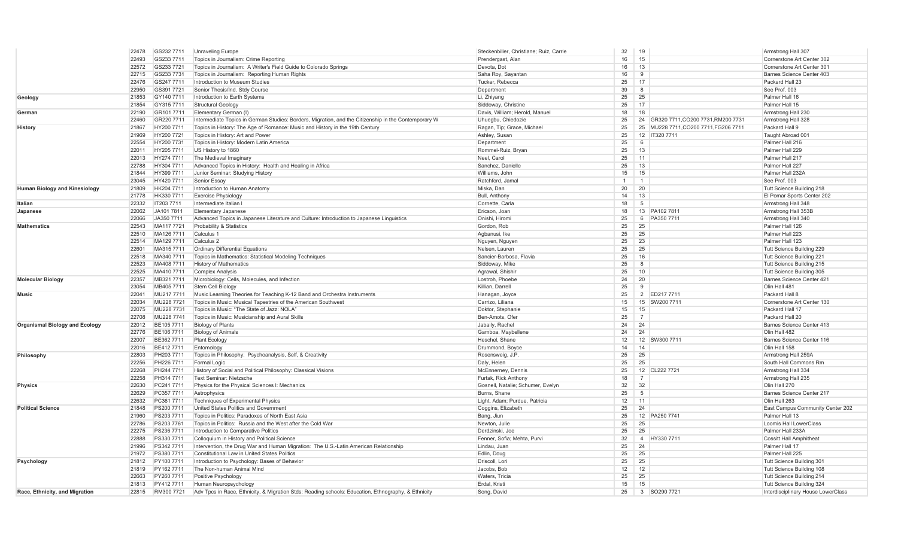| | | | | | | | | |
|---|---|---|---|---|---|---|---|---|
| | 22478 | GS232 7711 | Unraveling Europe | Steckenbiller, Christiane; Ruiz, Carrie | 32 | 19 | | Armstrong Hall 307 |
| | 22493 | GS233 7711 | Topics in Journalism: Crime Reporting | Prendergast, Alan | 16 | 15 | | Cornerstone Art Center 302 |
| | 22572 | GS233 7721 | Topics in Journalism: A Writer's Field Guide to Colorado Springs | Devota, Dot | 16 | 13 | | Cornerstone Art Center 301 |
| | 22715 | GS233 7731 | Topics in Journalism: Reporting Human Rights | Saha Roy, Sayantan | 16 | 9 | | Barnes Science Center 403 |
| | 22476 | GS247 7711 | Introduction to Museum Studies | Tucker, Rebecca | 25 | 17 | | Packard Hall 23 |
| | 22950 | GS391 7721 | Senior Thesis/Ind. Stdy Course | Department | 39 | 8 | | See Prof. 003 |
| **Geology** | 21853 | GY140 7711 | Introduction to Earth Systems | Li, Zhiyang | 25 | 25 | | Palmer Hall 16 |
| | 21854 | GY315 7711 | Structural Geology | Siddoway, Christine | 25 | 17 | | Palmer Hall 15 |
| **German** | 22190 | GR101 7711 | Elementary German (I) | Davis, William; Herold, Manuel | 18 | 18 | | Armstrong Hall 230 |
| | 22460 | GR220 7711 | Intermediate Topics in German Studies: Borders, Migration, and the Citizenship in the Contemporary W | Uhuegbu, Chiedozie | 25 | 24 | GR320 7711,CO200 7731,RM200 7731 | Armstrong Hall 328 |
| **History** | 21867 | HY200 7711 | Topics in History: The Age of Romance: Music and History in the 19th Century | Ragan, Tip; Grace, Michael | 25 | 25 | MU228 7711,CO200 7711,FG206 7711 | Packard Hall 9 |
| | 21969 | HY200 7721 | Topics in History: Art and Power | Ashley, Susan | 25 | 12 | IT320 7711 | Taught Abroad 001 |
| | 22554 | HY200 7731 | Topics in History: Modern Latin America | Department | 25 | 6 | | Palmer Hall 216 |
| | 22011 | HY205 7711 | US History to 1860 | Rommel-Ruiz, Bryan | 25 | 13 | | Palmer Hall 229 |
| | 22013 | HY274 7711 | The Medieval Imaginary | Neel, Carol | 25 | 11 | | Palmer Hall 217 |
| | 22788 | HY304 7711 | Advanced Topics in History: Health and Healing in Africa | Sanchez, Danielle | 25 | 13 | | Palmer Hall 227 |
| | 21844 | HY399 7711 | Junior Seminar: Studying History | Williams, John | 15 | 15 | | Palmer Hall 232A |
| | 23045 | HY420 7711 | Senior Essay | Ratchford, Jamal | 1 | 1 | | See Prof. 003 |
| **Human Biology and Kinesiology** | 21809 | HK204 7711 | Introduction to Human Anatomy | Miska, Dan | 20 | 20 | | Tutt Science Building 218 |
| | 21778 | HK330 7711 | Exercise Physiology | Bull, Anthony | 14 | 13 | | El Pomar Sports Center 202 |
| **Italian** | 22332 | IT203 7711 | Intermediate Italian I | Cornette, Carla | 18 | 5 | | Armstrong Hall 348 |
| **Japanese** | 22062 | JA101 7811 | Elementary Japanese | Ericson, Joan | 18 | 13 | PA102 7811 | Armstrong Hall 353B |
| | 22066 | JA350 7711 | Advanced Topics in Japanese Literature and Culture: Introduction to Japanese Linguistics | Onishi, Hiromi | 25 | 6 | PA350 7711 | Armstrong Hall 340 |
| **Mathematics** | 22543 | MA117 7721 | Probability & Statistics | Gordon, Rob | 25 | 25 | | Palmer Hall 126 |
| | 22510 | MA126 7711 | Calculus 1 | Agbanusi, Ike | 25 | 25 | | Palmer Hall 223 |
| | 22514 | MA129 7711 | Calculus 2 | Nguyen, Nguyen | 25 | 23 | | Palmer Hall 123 |
| | 22601 | MA315 7711 | Ordinary Differential Equations | Nelsen, Lauren | 25 | 25 | | Tutt Science Building 229 |
| | 22518 | MA340 7711 | Topics in Mathematics: Statistical Modeling Techniques | Sancier-Barbosa, Flavia | 25 | 16 | | Tutt Science Building 221 |
| | 22523 | MA408 7711 | History of Mathematics | Siddoway, Mike | 25 | 8 | | Tutt Science Building 215 |
| | 22525 | MA410 7711 | Complex Analysis | Agrawal, Shishir | 25 | 10 | | Tutt Science Building 305 |
| **Molecular Biology** | 22357 | MB321 7711 | Microbiology: Cells, Molecules, and Infection | Lostroh, Phoebe | 24 | 20 | | Barnes Science Center 421 |
| | 23054 | MB405 7711 | Stem Cell Biology | Killian, Darrell | 25 | 9 | | Olin Hall 481 |
| **Music** | 22041 | MU217 7711 | Music Learning Theories for Teaching K-12 Band and Orchestra Instruments | Hanagan, Joyce | 25 | 2 | ED217 7711 | Packard Hall 8 |
| | 22034 | MU228 7721 | Topics in Music: Musical Tapestries of the American Southwest | Carrizo, Liliana | 15 | 15 | SW200 7711 | Cornerstone Art Center 130 |
| | 22075 | MU228 7731 | Topics in Music: "The State of Jazz: NOLA" | Doktor, Stephanie | 15 | 15 | | Packard Hall 17 |
| | 22708 | MU228 7741 | Topics in Music: Musicianship and Aural Skills | Ben-Amots, Ofer | 25 | 7 | | Packard Hall 20 |
| **Organismal Biology and Ecology** | 22012 | BE105 7711 | Biology of Plants | Jabaily, Rachel | 24 | 24 | | Barnes Science Center 413 |
| | 22776 | BE106 7711 | Biology of Animals | Gamboa, Maybellene | 24 | 24 | | Olin Hall 482 |
| | 22007 | BE362 7711 | Plant Ecology | Heschel, Shane | 12 | 12 | SW300 7711 | Barnes Science Center 116 |
| | 22016 | BE412 7711 | Entomology | Drummond, Boyce | 14 | 14 | | Olin Hall 158 |
| **Philosophy** | 22803 | PH203 7711 | Topics in Philosophy: Psychoanalysis, Self, & Creativity | Rosensweig, J.P. | 25 | 25 | | Armstrong Hall 259A |
| | 22256 | PH226 7711 | Formal Logic | Daly, Helen | 25 | 25 | | South Hall Commons Rm |
| | 22268 | PH244 7711 | History of Social and Political Philosophy: Classical Visions | McEnnerney, Dennis | 25 | 12 | CL222 7721 | Armstrong Hall 334 |
| | 22258 | PH314 7711 | Text Seminar: Nietzsche | Furtak, Rick Anthony | 18 | 7 | | Armstrong Hall 235 |
| **Physics** | 22630 | PC241 7711 | Physics for the Physical Sciences I: Mechanics | Gosnell, Natalie; Schumer, Evelyn | 32 | 32 | | Olin Hall 270 |
| | 22629 | PC357 7711 | Astrophysics | Burns, Shane | 25 | 5 | | Barnes Science Center 217 |
| | 22632 | PC361 7711 | Techniques of Experimental Physics | Light, Adam; Purdue, Patricia | 12 | 11 | | Olin Hall 263 |
| **Political Science** | 21848 | PS200 7711 | United States Politics and Government | Coggins, Elizabeth | 25 | 24 | | East Campus Community Center 202 |
| | 21960 | PS203 7711 | Topics in Politics: Paradoxes of North East Asia | Bang, Jiun | 25 | 12 | PA250 7741 | Palmer Hall 13 |
| | 22786 | PS203 7761 | Topics in Politics: Russia and the West after the Cold War | Newton, Julie | 25 | 25 | | Loomis Hall LowerClass |
| | 22275 | PS236 7711 | Introduction to Comparative Politics | Derdzinski, Joe | 25 | 25 | | Palmer Hall 233A |
| | 22888 | PS330 7711 | Colloquium in History and Political Science | Fenner, Sofia; Mehta, Purvi | 32 | 4 | HY330 7711 | Cossitt Hall Amphitheat |
| | 21996 | PS342 7711 | Intervention, the Drug War and Human Migration: The U.S.-Latin American Relationship | Lindau, Juan | 25 | 24 | | Palmer Hall 17 |
| | 21972 | PS380 7711 | Constitutional Law in United States Politics | Edlin, Doug | 25 | 25 | | Palmer Hall 225 |
| **Psychology** | 21812 | PY100 7711 | Introduction to Psychology: Bases of Behavior | Driscoll, Lori | 25 | 25 | | Tutt Science Building 301 |
| | 21819 | PY162 7711 | The Non-human Animal Mind | Jacobs, Bob | 12 | 12 | | Tutt Science Building 108 |
| | 22663 | PY260 7711 | Positive Psychology | Waters, Tricia | 25 | 25 | | Tutt Science Building 214 |
| | 21813 | PY412 7711 | Human Neuropsychology | Erdal, Kristi | 15 | 15 | | Tutt Science Building 324 |
| **Race, Ethnicity, and Migration** | 22815 | RM300 7721 | Adv Tpcs in Race, Ethnicity, & Migration Stds: Reading schools: Education, Ethnography, & Ethnicity | Song, David | 25 | 3 | SO290 7721 | Interdisciplinary House LowerClass |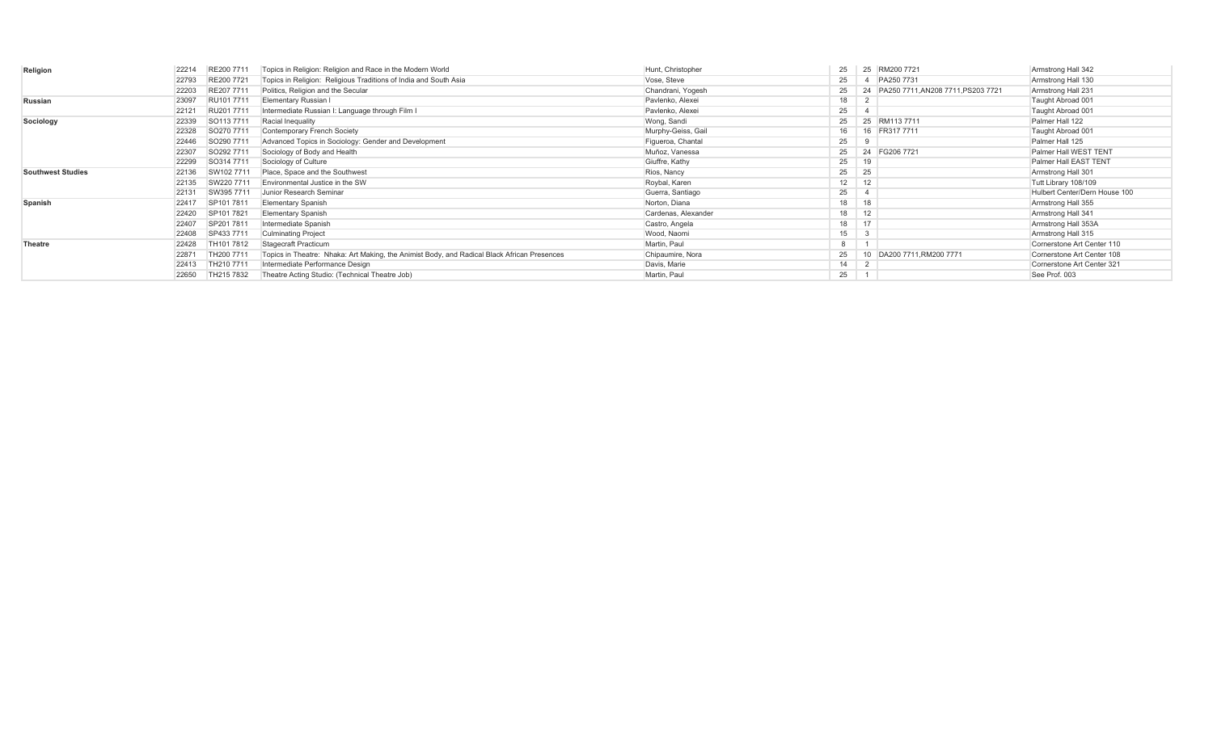| | | | | | | | | |
|---|---|---|---|---|---|---|---|---|
| **Religion** | 22214 | RE200 7711 | Topics in Religion: Religion and Race in the Modern World | Hunt, Christopher | 25 | 25 | RM200 7721 | Armstrong Hall 342 |
| | 22793 | RE200 7721 | Topics in Religion: Religious Traditions of India and South Asia | Vose, Steve | 25 | 4 | PA250 7731 | Armstrong Hall 130 |
| | 22203 | RE207 7711 | Politics, Religion and the Secular | Chandrani, Yogesh | 25 | 24 | PA250 7711,AN208 7711,PS203 7721 | Armstrong Hall 231 |
| **Russian** | 23097 | RU101 7711 | Elementary Russian I | Pavlenko, Alexei | 18 | 2 | | Taught Abroad 001 |
| | 22121 | RU201 7711 | Intermediate Russian I: Language through Film I | Pavlenko, Alexei | 25 | 4 | | Taught Abroad 001 |
| **Sociology** | 22339 | SO113 7711 | Racial Inequality | Wong, Sandi | 25 | 25 | RM113 7711 | Palmer Hall 122 |
| | 22328 | SO270 7711 | Contemporary French Society | Murphy-Geiss, Gail | 16 | 16 | FR317 7711 | Taught Abroad 001 |
| | 22446 | SO290 7711 | Advanced Topics in Sociology: Gender and Development | Figueroa, Chantal | 25 | 9 | | Palmer Hall 125 |
| | 22307 | SO292 7711 | Sociology of Body and Health | Muñoz, Vanessa | 25 | 24 | FG206 7721 | Palmer Hall WEST TENT |
| | 22299 | SO314 7711 | Sociology of Culture | Giuffre, Kathy | 25 | 19 | | Palmer Hall EAST TENT |
| **Southwest Studies** | 22136 | SW102 7711 | Place, Space and the Southwest | Rios, Nancy | 25 | 25 | | Armstrong Hall 301 |
| | 22135 | SW220 7711 | Environmental Justice in the SW | Roybal, Karen | 12 | 12 | | Tutt Library 108/109 |
| | 22131 | SW395 7711 | Junior Research Seminar | Guerra, Santiago | 25 | 4 | | Hulbert Center/Dern House 100 |
| **Spanish** | 22417 | SP101 7811 | Elementary Spanish | Norton, Diana | 18 | 18 | | Armstrong Hall 355 |
| | 22420 | SP101 7821 | Elementary Spanish | Cardenas, Alexander | 18 | 12 | | Armstrong Hall 341 |
| | 22407 | SP201 7811 | Intermediate Spanish | Castro, Angela | 18 | 17 | | Armstrong Hall 353A |
| | 22408 | SP433 7711 | Culminating Project | Wood, Naomi | 15 | 3 | | Armstrong Hall 315 |
| **Theatre** | 22428 | TH101 7812 | Stagecraft Practicum | Martin, Paul | 8 | 1 | | Cornerstone Art Center 110 |
| | 22871 | TH200 7711 | Topics in Theatre: Nhaka: Art Making, the Animist Body, and Radical Black African Presences | Chipaumire, Nora | 25 | 10 | DA200 7711,RM200 7771 | Cornerstone Art Center 108 |
| | 22413 | TH210 7711 | Intermediate Performance Design | Davis, Marie | 14 | 2 | | Cornerstone Art Center 321 |
| | 22650 | TH215 7832 | Theatre Acting Studio: (Technical Theatre Job) | Martin, Paul | 25 | 1 | | See Prof. 003 |